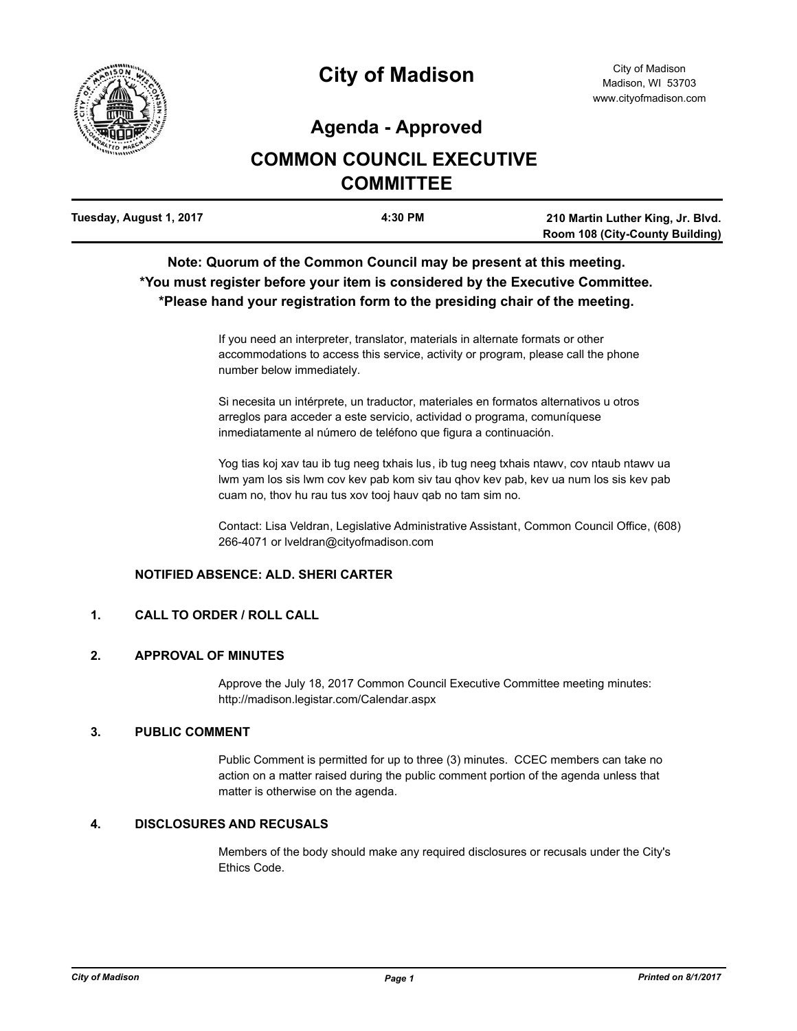# City of Madison

City of Madison
Madison, WI 53703
www.cityofmadison.com

## Agenda - Approved

## COMMON COUNCIL EXECUTIVE COMMITTEE

| Tuesday, August 1, 2017 | 4:30 PM | 210 Martin Luther King, Jr. Blvd. Room 108 (City-County Building) |
| --- | --- | --- |

**Note: Quorum of the Common Council may be present at this meeting.**
***You must register before your item is considered by the Executive Committee.**
***Please hand your registration form to the presiding chair of the meeting.**

If you need an interpreter, translator, materials in alternate formats or other accommodations to access this service, activity or program, please call the phone number below immediately.

Si necesita un intérprete, un traductor, materiales en formatos alternativos u otros arreglos para acceder a este servicio, actividad o programa, comuníquese inmediatamente al número de teléfono que figura a continuación.

Yog tias koj xav tau ib tug neeg txhais lus, ib tug neeg txhais ntawv, cov ntaub ntawv ua lwm yam los sis lwm cov kev pab kom siv tau qhov kev pab, kev ua num los sis kev pab cuam no, thov hu rau tus xov tooj hauv qab no tam sim no.

Contact: Lisa Veldran, Legislative Administrative Assistant, Common Council Office, (608) 266-4071 or lveldran@cityofmadison.com

**NOTIFIED ABSENCE: ALD. SHERI CARTER**

**1. CALL TO ORDER / ROLL CALL**

**2. APPROVAL OF MINUTES**

Approve the July 18, 2017 Common Council Executive Committee meeting minutes: http://madison.legistar.com/Calendar.aspx

**3. PUBLIC COMMENT**

Public Comment is permitted for up to three (3) minutes. CCEC members can take no action on a matter raised during the public comment portion of the agenda unless that matter is otherwise on the agenda.

**4. DISCLOSURES AND RECUSALS**

Members of the body should make any required disclosures or recusals under the City's Ethics Code.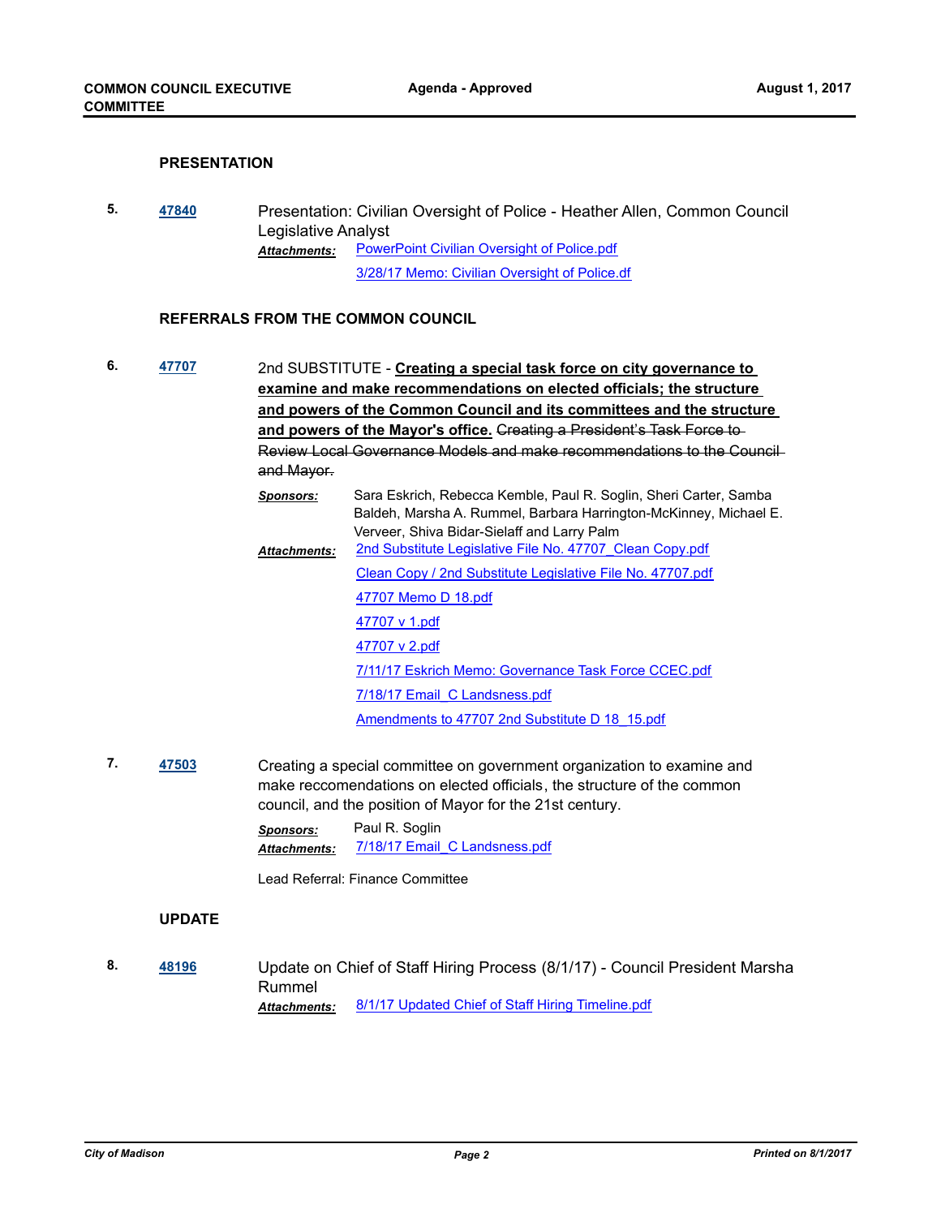## PRESENTATION

**5.** **47840** Presentation: Civilian Oversight of Police - Heather Allen, Common Council Legislative Analyst

***Attachments:*** PowerPoint Civilian Oversight of Police.pdf
3/28/17 Memo: Civilian Oversight of Police.df

## REFERRALS FROM THE COMMON COUNCIL

**6.** **47707** 2nd SUBSTITUTE - **Creating a special task force on city governance to examine and make recommendations on elected officials; the structure and powers of the Common Council and its committees and the structure and powers of the Mayor's office.** ~~Creating a President's Task Force to Review Local Governance Models and make recommendations to the Council and Mayor.~~

***Sponsors:*** Sara Eskrich, Rebecca Kemble, Paul R. Soglin, Sheri Carter, Samba Baldeh, Marsha A. Rummel, Barbara Harrington-McKinney, Michael E. Verveer, Shiva Bidar-Sielaff and Larry Palm

***Attachments:*** 2nd Substitute Legislative File No. 47707_Clean Copy.pdf
Clean Copy / 2nd Substitute Legislative File No. 47707.pdf
47707 Memo D 18.pdf
47707 v 1.pdf
47707 v 2.pdf
7/11/17 Eskrich Memo: Governance Task Force CCEC.pdf
7/18/17 Email_C Landsness.pdf
Amendments to 47707 2nd Substitute D 18_15.pdf

**7.** **47503** Creating a special committee on government organization to examine and make reccomendations on elected officials, the structure of the common council, and the position of Mayor for the 21st century.

***Sponsors:*** Paul R. Soglin

***Attachments:*** 7/18/17 Email_C Landsness.pdf

Lead Referral: Finance Committee

## UPDATE

**8.** **48196** Update on Chief of Staff Hiring Process (8/1/17) - Council President Marsha Rummel

***Attachments:*** 8/1/17 Updated Chief of Staff Hiring Timeline.pdf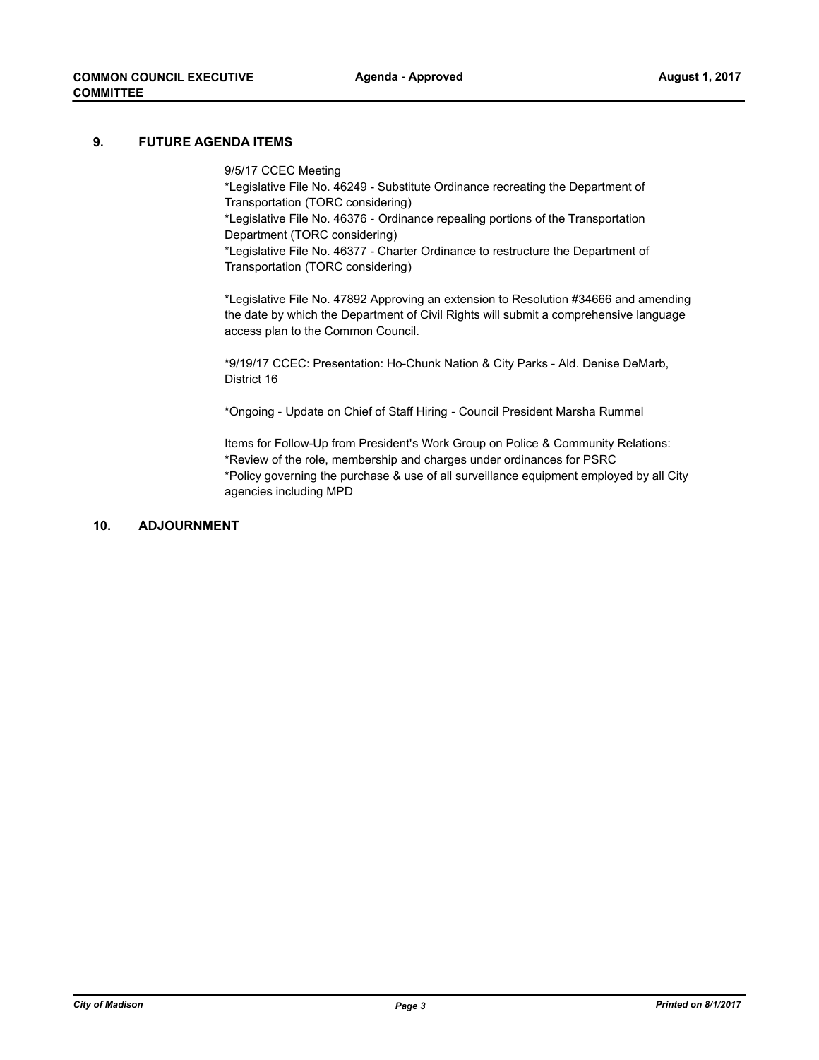## 9. FUTURE AGENDA ITEMS

9/5/17 CCEC Meeting
*Legislative File No. 46249 - Substitute Ordinance recreating the Department of Transportation (TORC considering)
*Legislative File No. 46376 - Ordinance repealing portions of the Transportation Department (TORC considering)
*Legislative File No. 46377 - Charter Ordinance to restructure the Department of Transportation (TORC considering)

*Legislative File No. 47892 Approving an extension to Resolution #34666 and amending the date by which the Department of Civil Rights will submit a comprehensive language access plan to the Common Council.

*9/19/17 CCEC: Presentation: Ho-Chunk Nation & City Parks - Ald. Denise DeMarb, District 16

*Ongoing - Update on Chief of Staff Hiring - Council President Marsha Rummel

Items for Follow-Up from President's Work Group on Police & Community Relations:
*Review of the role, membership and charges under ordinances for PSRC
*Policy governing the purchase & use of all surveillance equipment employed by all City agencies including MPD

## 10. ADJOURNMENT